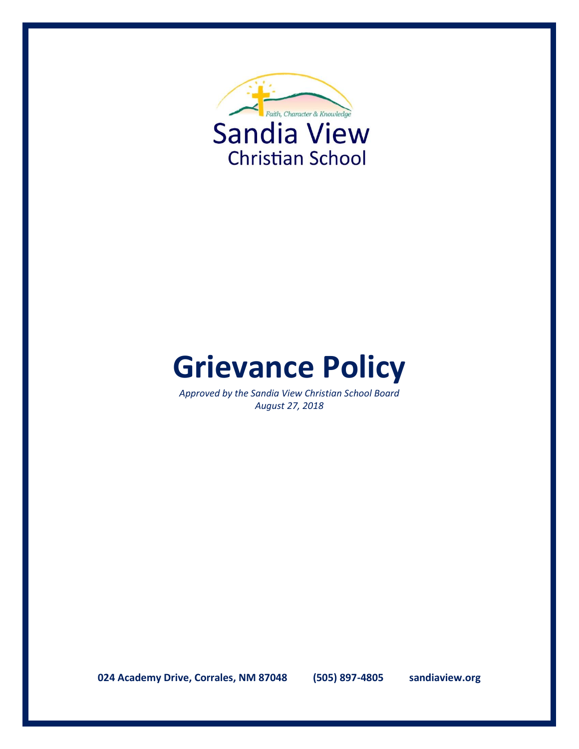Faith, Character & Knowledge

Sandia View
Christian School

# Grievance Policy

*Approved by the Sandia View Christian School Board*
*August 27, 2018*

**024 Academy Drive, Corrales, NM 87048 (505) 897-4805 sandiaview.org**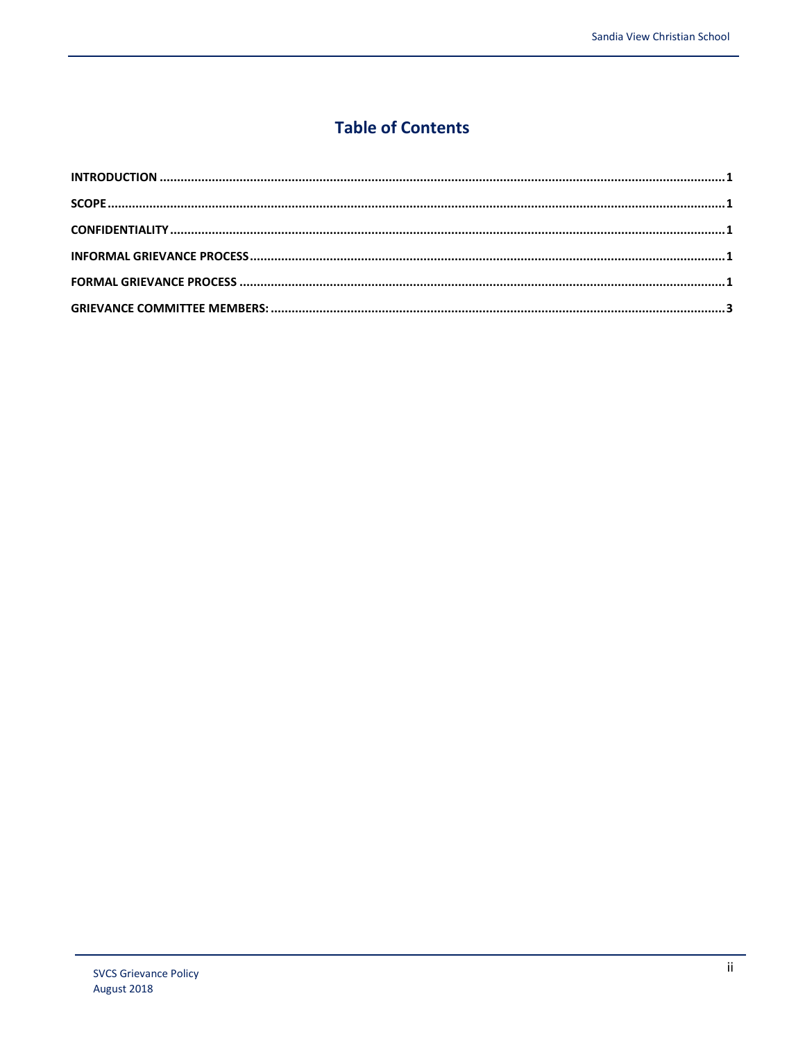# Table of Contents

**INTRODUCTION** .......................................................................................................... **1**

**SCOPE** .......................................................................................................... **1**

**CONFIDENTIALITY** .......................................................................................................... **1**

**INFORMAL GRIEVANCE PROCESS** .......................................................................................................... **1**

**FORMAL GRIEVANCE PROCESS** .......................................................................................................... **1**

**GRIEVANCE COMMITTEE MEMBERS:** .......................................................................................................... **3**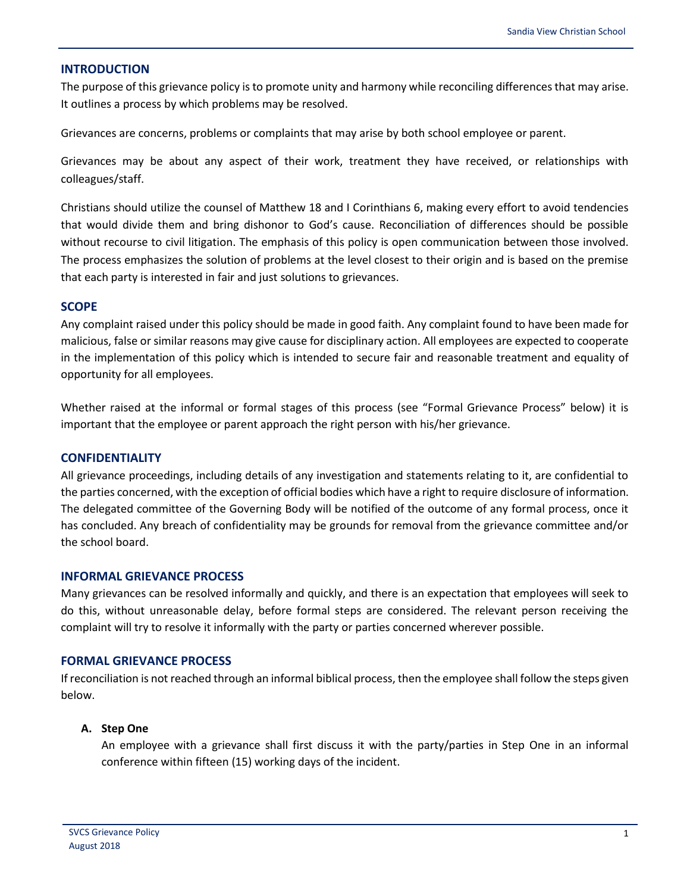## INTRODUCTION

The purpose of this grievance policy is to promote unity and harmony while reconciling differences that may arise. It outlines a process by which problems may be resolved.

Grievances are concerns, problems or complaints that may arise by both school employee or parent.

Grievances may be about any aspect of their work, treatment they have received, or relationships with colleagues/staff.

Christians should utilize the counsel of Matthew 18 and I Corinthians 6, making every effort to avoid tendencies that would divide them and bring dishonor to God's cause. Reconciliation of differences should be possible without recourse to civil litigation. The emphasis of this policy is open communication between those involved. The process emphasizes the solution of problems at the level closest to their origin and is based on the premise that each party is interested in fair and just solutions to grievances.

## SCOPE

Any complaint raised under this policy should be made in good faith. Any complaint found to have been made for malicious, false or similar reasons may give cause for disciplinary action. All employees are expected to cooperate in the implementation of this policy which is intended to secure fair and reasonable treatment and equality of opportunity for all employees.

Whether raised at the informal or formal stages of this process (see "Formal Grievance Process" below) it is important that the employee or parent approach the right person with his/her grievance.

## CONFIDENTIALITY

All grievance proceedings, including details of any investigation and statements relating to it, are confidential to the parties concerned, with the exception of official bodies which have a right to require disclosure of information. The delegated committee of the Governing Body will be notified of the outcome of any formal process, once it has concluded. Any breach of confidentiality may be grounds for removal from the grievance committee and/or the school board.

## INFORMAL GRIEVANCE PROCESS

Many grievances can be resolved informally and quickly, and there is an expectation that employees will seek to do this, without unreasonable delay, before formal steps are considered. The relevant person receiving the complaint will try to resolve it informally with the party or parties concerned wherever possible.

## FORMAL GRIEVANCE PROCESS

If reconciliation is not reached through an informal biblical process, then the employee shall follow the steps given below.

**A. Step One**

An employee with a grievance shall first discuss it with the party/parties in Step One in an informal conference within fifteen (15) working days of the incident.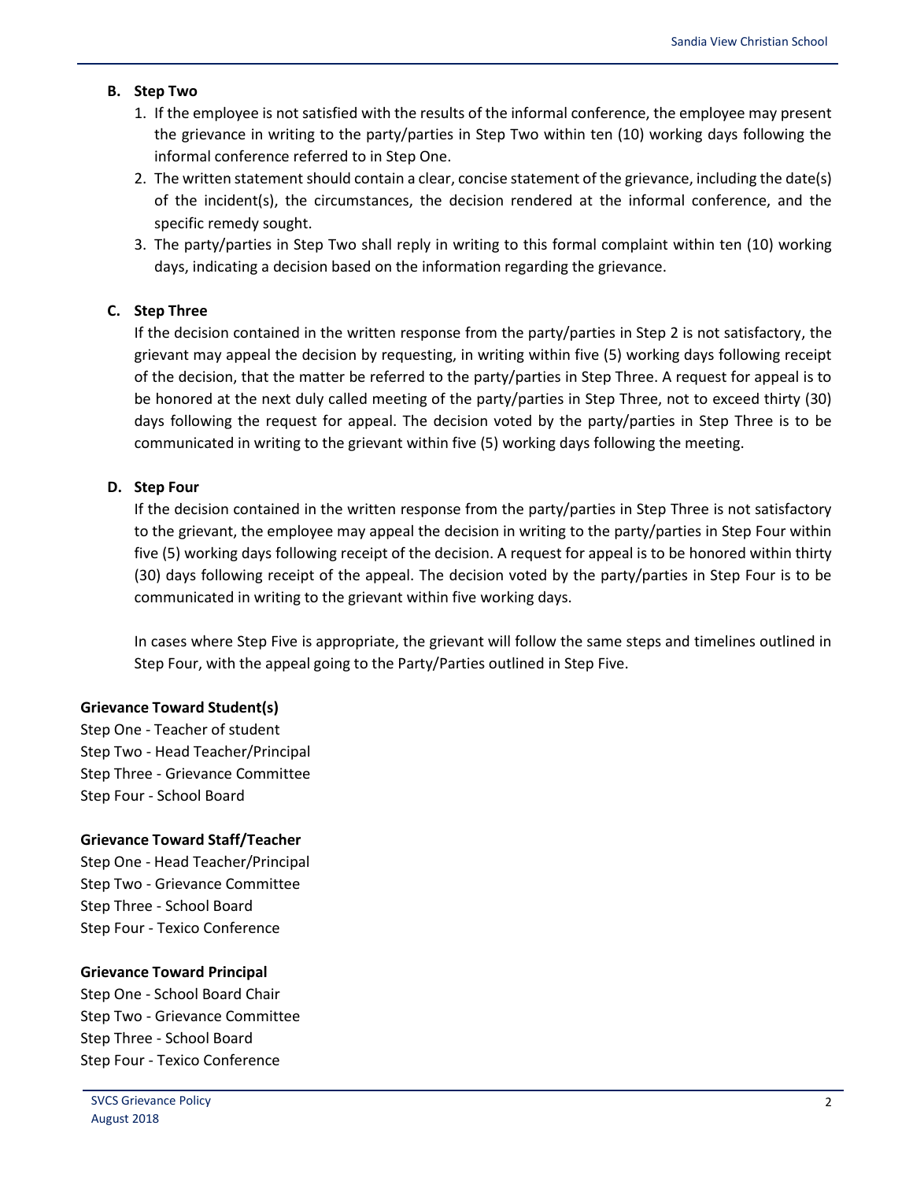**B. Step Two**

1. If the employee is not satisfied with the results of the informal conference, the employee may present the grievance in writing to the party/parties in Step Two within ten (10) working days following the informal conference referred to in Step One.
2. The written statement should contain a clear, concise statement of the grievance, including the date(s) of the incident(s), the circumstances, the decision rendered at the informal conference, and the specific remedy sought.
3. The party/parties in Step Two shall reply in writing to this formal complaint within ten (10) working days, indicating a decision based on the information regarding the grievance.

**C. Step Three**

If the decision contained in the written response from the party/parties in Step 2 is not satisfactory, the grievant may appeal the decision by requesting, in writing within five (5) working days following receipt of the decision, that the matter be referred to the party/parties in Step Three. A request for appeal is to be honored at the next duly called meeting of the party/parties in Step Three, not to exceed thirty (30) days following the request for appeal. The decision voted by the party/parties in Step Three is to be communicated in writing to the grievant within five (5) working days following the meeting.

**D. Step Four**

If the decision contained in the written response from the party/parties in Step Three is not satisfactory to the grievant, the employee may appeal the decision in writing to the party/parties in Step Four within five (5) working days following receipt of the decision. A request for appeal is to be honored within thirty (30) days following receipt of the appeal. The decision voted by the party/parties in Step Four is to be communicated in writing to the grievant within five working days.

In cases where Step Five is appropriate, the grievant will follow the same steps and timelines outlined in Step Four, with the appeal going to the Party/Parties outlined in Step Five.

**Grievance Toward Student(s)**
Step One - Teacher of student
Step Two - Head Teacher/Principal
Step Three - Grievance Committee
Step Four - School Board

**Grievance Toward Staff/Teacher**
Step One - Head Teacher/Principal
Step Two - Grievance Committee
Step Three - School Board
Step Four - Texico Conference

**Grievance Toward Principal**
Step One - School Board Chair
Step Two - Grievance Committee
Step Three - School Board
Step Four - Texico Conference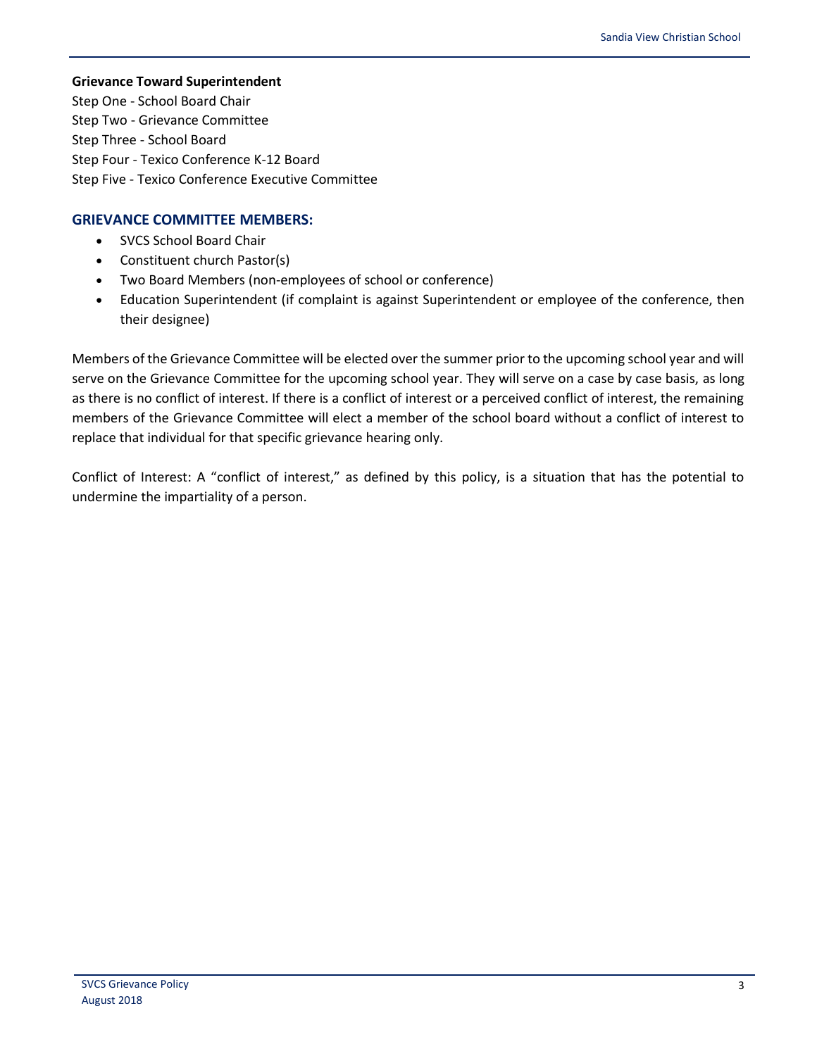**Grievance Toward Superintendent**

Step One - School Board Chair
Step Two - Grievance Committee
Step Three - School Board
Step Four - Texico Conference K-12 Board
Step Five - Texico Conference Executive Committee

## GRIEVANCE COMMITTEE MEMBERS:

- SVCS School Board Chair
- Constituent church Pastor(s)
- Two Board Members (non-employees of school or conference)
- Education Superintendent (if complaint is against Superintendent or employee of the conference, then their designee)

Members of the Grievance Committee will be elected over the summer prior to the upcoming school year and will serve on the Grievance Committee for the upcoming school year. They will serve on a case by case basis, as long as there is no conflict of interest. If there is a conflict of interest or a perceived conflict of interest, the remaining members of the Grievance Committee will elect a member of the school board without a conflict of interest to replace that individual for that specific grievance hearing only.

Conflict of Interest: A "conflict of interest," as defined by this policy, is a situation that has the potential to undermine the impartiality of a person.